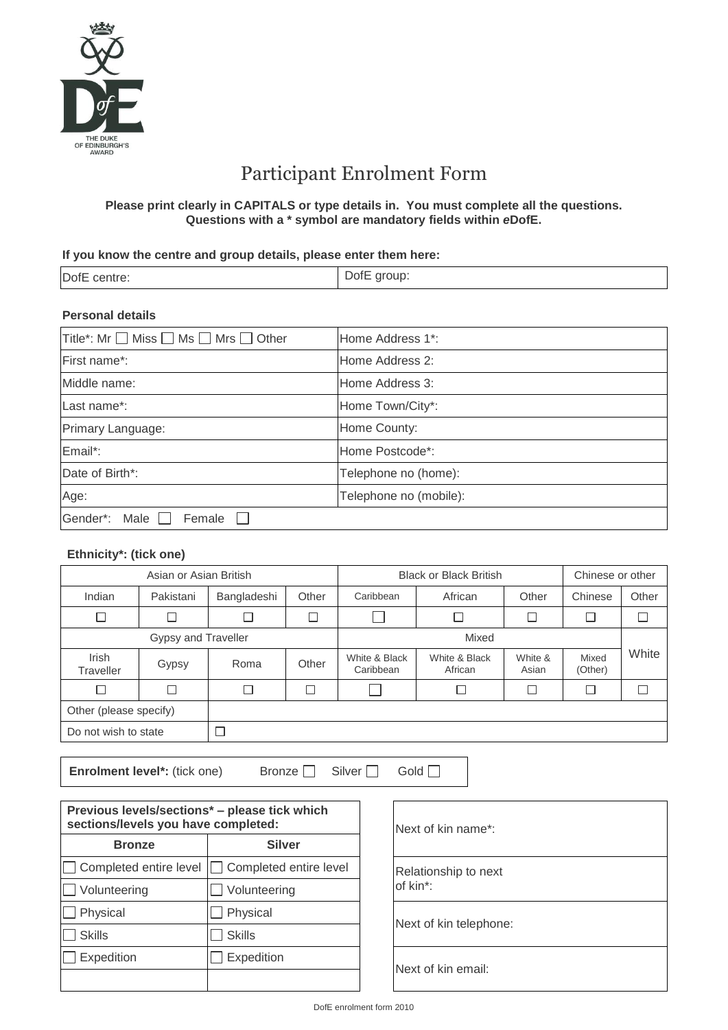THE DUKE OF EDINBURGH'S AWARD

# Participant Enrolment Form

**Please print clearly in CAPITALS or type details in. You must complete all the questions. Questions with a * symbol are mandatory fields within *e*DofE.**

**If you know the centre and group details, please enter them here:**

| DofE centre: | DofE group: |
|---|---|

**Personal details**

| | |
|---|---|
| Title*: Mr ☐ Miss ☐ Ms ☐ Mrs ☐ Other | Home Address 1*: |
| First name*: | Home Address 2: |
| Middle name: | Home Address 3: |
| Last name*: | Home Town/City*: |
| Primary Language: | Home County: |
| Email*: | Home Postcode*: |
| Date of Birth*: | Telephone no (home): |
| Age: | Telephone no (mobile): |
| Gender*: Male ☐ Female ☐ | |

**Ethnicity*: (tick one)**

| Asian or Asian British | | | | Black or Black British | | | Chinese or other | |
|---|---|---|---|---|---|---|---|---|
| Indian | Pakistani | Bangladeshi | Other | Caribbean | African | Other | Chinese | Other |
| ☐ | ☐ | ☐ | ☐ | ☐ | ☐ | ☐ | ☐ | ☐ |
| Gypsy and Traveller | | | | Mixed | | | | White |
| Irish Traveller | Gypsy | Roma | Other | White & Black Caribbean | White & Black African | White & Asian | Mixed (Other) | |
| ☐ | ☐ | ☐ | ☐ | ☐ | ☐ | ☐ | ☐ | ☐ |
| Other (please specify) | | | | | | | | |
| Do not wish to state | ☐ | | | | | | | |

**Enrolment level*:** (tick one) Bronze ☐ Silver ☐ Gold ☐

| **Previous levels/sections* – please tick which sections/levels you have completed:** | |
|---|---|
| **Bronze** | **Silver** |
| ☐ Completed entire level | ☐ Completed entire level |
| ☐ Volunteering | ☐ Volunteering |
| ☐ Physical | ☐ Physical |
| ☐ Skills | ☐ Skills |
| ☐ Expedition | ☐ Expedition |
| | |

| |
|---|
| Next of kin name*: |
| Relationship to next of kin*: |
| Next of kin telephone: |
| Next of kin email: |

DofE enrolment form 2010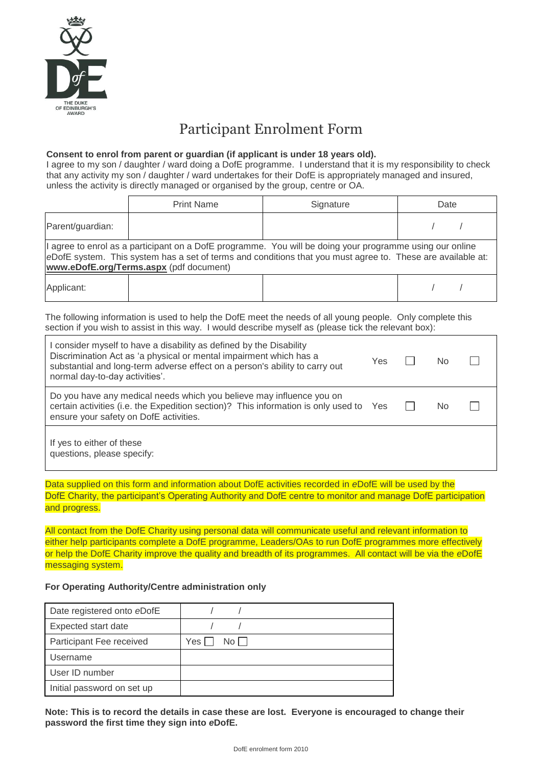# Participant Enrolment Form

**Consent to enrol from parent or guardian (if applicant is under 18 years old).**
I agree to my son / daughter / ward doing a DofE programme. I understand that it is my responsibility to check that any activity my son / daughter / ward undertakes for their DofE is appropriately managed and insured, unless the activity is directly managed or organised by the group, centre or OA.

| | Print Name | Signature | Date |
|---|---|---|---|
| Parent/guardian: | | | / / |
| I agree to enrol as a participant on a DofE programme. You will be doing your programme using our online eDofE system. This system has a set of terms and conditions that you must agree to. These are available at: **www.eDofE.org/Terms.aspx** (pdf document) | | | |
| Applicant: | | | / / |

The following information is used to help the DofE meet the needs of all young people. Only complete this section if you wish to assist in this way. I would describe myself as (please tick the relevant box):

| | | | | |
|---|---|---|---|---|
| I consider myself to have a disability as defined by the Disability Discrimination Act as 'a physical or mental impairment which has a substantial and long-term adverse effect on a person's ability to carry out normal day-to-day activities'. | Yes | ☐ | No | ☐ |
| Do you have any medical needs which you believe may influence you on certain activities (i.e. the Expedition section)? This information is only used to ensure your safety on DofE activities. | Yes | ☐ | No | ☐ |
| If yes to either of these questions, please specify: | | | | |

Data supplied on this form and information about DofE activities recorded in *e*DofE will be used by the DofE Charity, the participant's Operating Authority and DofE centre to monitor and manage DofE participation and progress.

All contact from the DofE Charity using personal data will communicate useful and relevant information to either help participants complete a DofE programme, Leaders/OAs to run DofE programmes more effectively or help the DofE Charity improve the quality and breadth of its programmes. All contact will be via the *e*DofE messaging system.

**For Operating Authority/Centre administration only**

| | |
|---|---|
| Date registered onto *e*DofE | / / |
| Expected start date | / / |
| Participant Fee received | Yes ☐ No ☐ |
| Username | |
| User ID number | |
| Initial password on set up | |

**Note: This is to record the details in case these are lost. Everyone is encouraged to change their password the first time they sign into *e*DofE.**

DofE enrolment form 2010